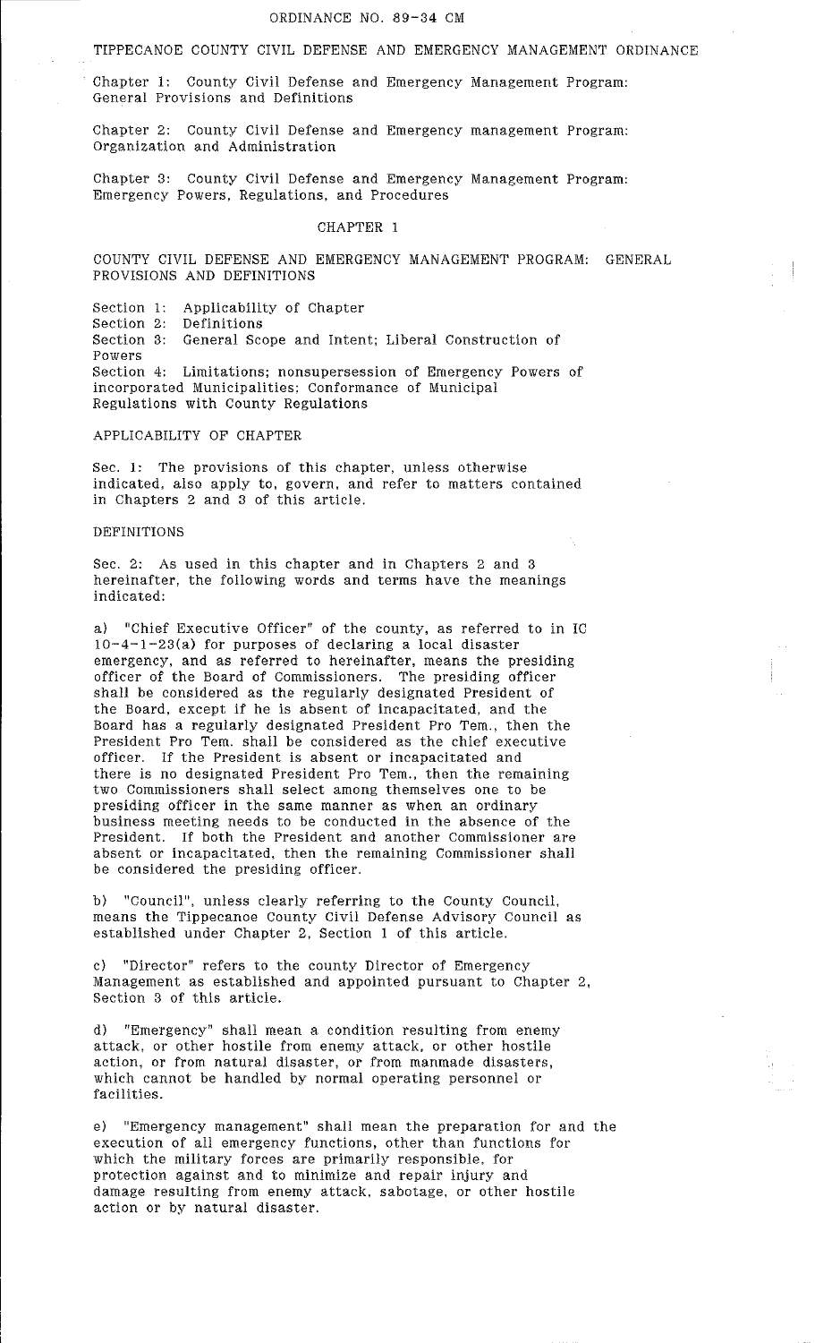ORDINANCE NO. 89-34 CM

# TIPPECANOE COUNTY CIVIL DEFENSE AND EMERGENCY MANAGEMENT ORDINANCE

Chapter 1: County Civil Defense and Emergency Management Program: General Provisions and Definitions

Chapter 2: County Civil Defense and Emergency management Program: Organization and Administration

Chapter 3: County Civil Defense and Emergency Management Program: Emergency Powers, Regulations, and Procedures

## CHAPTER 1

COUNTY CIVIL DEFENSE AND EMERGENCY MANAGEMENT PROGRAM: GENERAL PROVISIONS AND DEFINITIONS

Section 1: Applicability of Chapter
Section 2: Definitions
Section 3: General Scope and Intent; Liberal Construction of Powers
Section 4: Limitations; nonsupersession of Emergency Powers of incorporated Municipalities; Conformance of Municipal Regulations with County Regulations

### APPLICABILITY OF CHAPTER

Sec. 1: The provisions of this chapter, unless otherwise indicated, also apply to, govern, and refer to matters contained in Chapters 2 and 3 of this article.

### DEFINITIONS

Sec. 2: As used in this chapter and in Chapters 2 and 3 hereinafter, the following words and terms have the meanings indicated:

a) "Chief Executive Officer" of the county, as referred to in IC 10-4-1-23(a) for purposes of declaring a local disaster emergency, and as referred to hereinafter, means the presiding officer of the Board of Commissioners. The presiding officer shall be considered as the regularly designated President of the Board, except if he is absent of incapacitated, and the Board has a regularly designated President Pro Tem., then the President Pro Tem. shall be considered as the chief executive officer. If the President is absent or incapacitated and there is no designated President Pro Tem., then the remaining two Commissioners shall select among themselves one to be presiding officer in the same manner as when an ordinary business meeting needs to be conducted in the absence of the President. If both the President and another Commissioner are absent or incapacitated, then the remaining Commissioner shall be considered the presiding officer.

b) "Council", unless clearly referring to the County Council, means the Tippecanoe County Civil Defense Advisory Council as established under Chapter 2, Section 1 of this article.

c) "Director" refers to the county Director of Emergency Management as established and appointed pursuant to Chapter 2, Section 3 of this article.

d) "Emergency" shall mean a condition resulting from enemy attack, or other hostile from enemy attack, or other hostile action, or from natural disaster, or from manmade disasters, which cannot be handled by normal operating personnel or facilities.

e) "Emergency management" shall mean the preparation for and the execution of all emergency functions, other than functions for which the military forces are primarily responsible, for protection against and to minimize and repair injury and damage resulting from enemy attack, sabotage, or other hostile action or by natural disaster.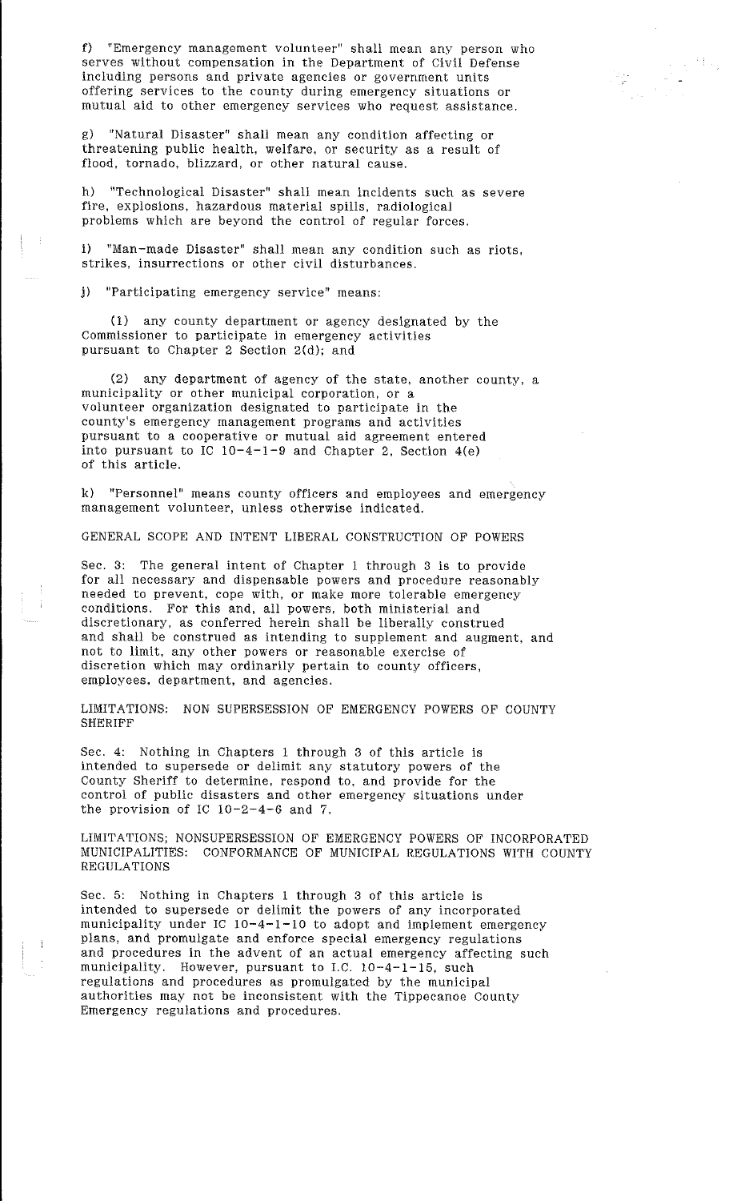f) "Emergency management volunteer" shall mean any person who serves without compensation in the Department of Civil Defense including persons and private agencies or government units offering services to the county during emergency situations or mutual aid to other emergency services who request assistance.

g) "Natural Disaster" shall mean any condition affecting or threatening public health, welfare, or security as a result of flood, tornado, blizzard, or other natural cause.

h) "Technological Disaster" shall mean incidents such as severe fire, explosions, hazardous material spills, radiological problems which are beyond the control of regular forces.

i) "Man-made Disaster" shall mean any condition such as riots, strikes, insurrections or other civil disturbances.

j) "Participating emergency service" means:

(1) any county department or agency designated by the Commissioner to participate in emergency activities pursuant to Chapter 2 Section 2(d); and

(2) any department of agency of the state, another county, a municipality or other municipal corporation, or a volunteer organization designated to participate in the county's emergency management programs and activities pursuant to a cooperative or mutual aid agreement entered into pursuant to IC 10-4-1-9 and Chapter 2, Section 4(e) of this article.

k) "Personnel" means county officers and employees and emergency management volunteer, unless otherwise indicated.

GENERAL SCOPE AND INTENT LIBERAL CONSTRUCTION OF POWERS

Sec. 3: The general intent of Chapter 1 through 3 is to provide for all necessary and dispensable powers and procedure reasonably needed to prevent, cope with, or make more tolerable emergency conditions. For this and, all powers, both ministerial and discretionary, as conferred herein shall be liberally construed and shall be construed as intending to supplement and augment, and not to limit, any other powers or reasonable exercise of discretion which may ordinarily pertain to county officers, employees, department, and agencies.

LIMITATIONS: NON SUPERSESSION OF EMERGENCY POWERS OF COUNTY SHERIFF

Sec. 4: Nothing in Chapters 1 through 3 of this article is intended to supersede or delimit any statutory powers of the County Sheriff to determine, respond to, and provide for the control of public disasters and other emergency situations under the provision of IC 10-2-4-6 and 7.

LIMITATIONS; NONSUPERSESSION OF EMERGENCY POWERS OF INCORPORATED MUNICIPALITIES: CONFORMANCE OF MUNICIPAL REGULATIONS WITH COUNTY REGULATIONS

Sec. 5: Nothing in Chapters 1 through 3 of this article is intended to supersede or delimit the powers of any incorporated municipality under IC 10-4-1-10 to adopt and implement emergency plans, and promulgate and enforce special emergency regulations and procedures in the advent of an actual emergency affecting such municipality. However, pursuant to I.C. 10-4-1-15, such regulations and procedures as promulgated by the municipal authorities may not be inconsistent with the Tippecanoe County Emergency regulations and procedures.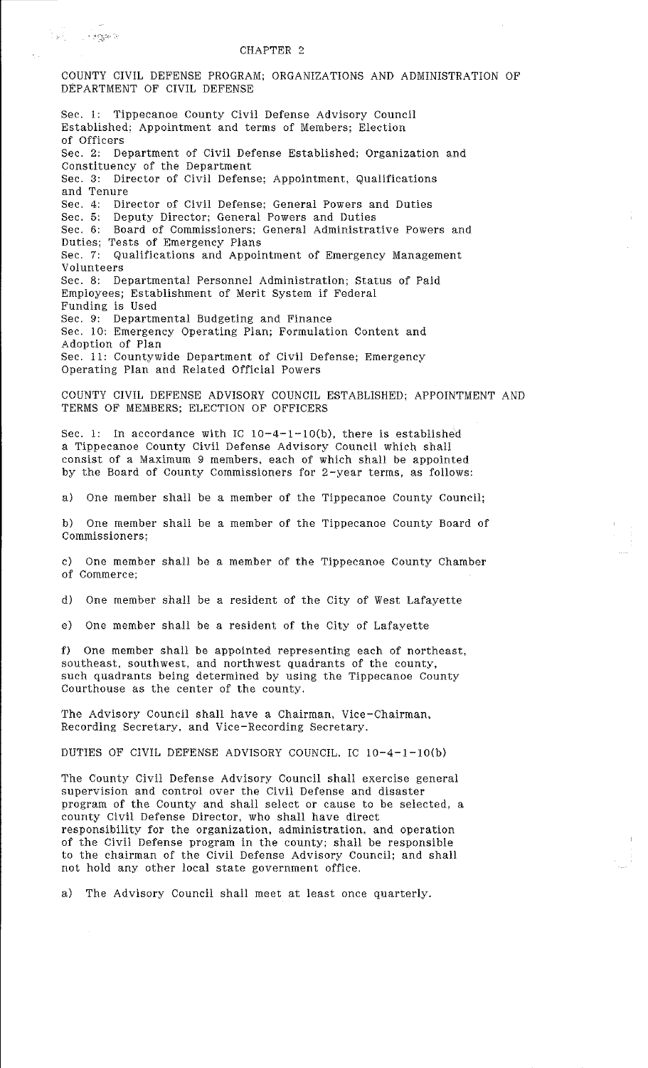# CHAPTER 2

COUNTY CIVIL DEFENSE PROGRAM; ORGANIZATIONS AND ADMINISTRATION OF DEPARTMENT OF CIVIL DEFENSE

Sec. 1: Tippecanoe County Civil Defense Advisory Council Established; Appointment and terms of Members; Election of Officers
Sec. 2: Department of Civil Defense Established; Organization and Constituency of the Department
Sec. 3: Director of Civil Defense; Appointment, Qualifications and Tenure
Sec. 4: Director of Civil Defense; General Powers and Duties
Sec. 5: Deputy Director; General Powers and Duties
Sec. 6: Board of Commissioners; General Administrative Powers and Duties; Tests of Emergency Plans
Sec. 7: Qualifications and Appointment of Emergency Management Volunteers
Sec. 8: Departmental Personnel Administration; Status of Paid Employees; Establishment of Merit System if Federal Funding is Used
Sec. 9: Departmental Budgeting and Finance
Sec. 10: Emergency Operating Plan; Formulation Content and Adoption of Plan
Sec. 11: Countywide Department of Civil Defense; Emergency Operating Plan and Related Official Powers

COUNTY CIVIL DEFENSE ADVISORY COUNCIL ESTABLISHED; APPOINTMENT AND TERMS OF MEMBERS; ELECTION OF OFFICERS

Sec. 1: In accordance with IC 10-4-1-10(b), there is established a Tippecanoe County Civil Defense Advisory Council which shall consist of a Maximum 9 members, each of which shall be appointed by the Board of County Commissioners for 2-year terms, as follows:

a) One member shall be a member of the Tippecanoe County Council;

b) One member shall be a member of the Tippecanoe County Board of Commissioners;

c) One member shall be a member of the Tippecanoe County Chamber of Commerce;

d) One member shall be a resident of the City of West Lafayette

e) One member shall be a resident of the City of Lafayette

f) One member shall be appointed representing each of northeast, southeast, southwest, and northwest quadrants of the county, such quadrants being determined by using the Tippecanoe County Courthouse as the center of the county.

The Advisory Council shall have a Chairman, Vice-Chairman, Recording Secretary, and Vice-Recording Secretary.

DUTIES OF CIVIL DEFENSE ADVISORY COUNCIL. IC 10-4-1-10(b)

The County Civil Defense Advisory Council shall exercise general supervision and control over the Civil Defense and disaster program of the County and shall select or cause to be selected, a county Civil Defense Director, who shall have direct responsibility for the organization, administration, and operation of the Civil Defense program in the county; shall be responsible to the chairman of the Civil Defense Advisory Council; and shall not hold any other local state government office.

a) The Advisory Council shall meet at least once quarterly.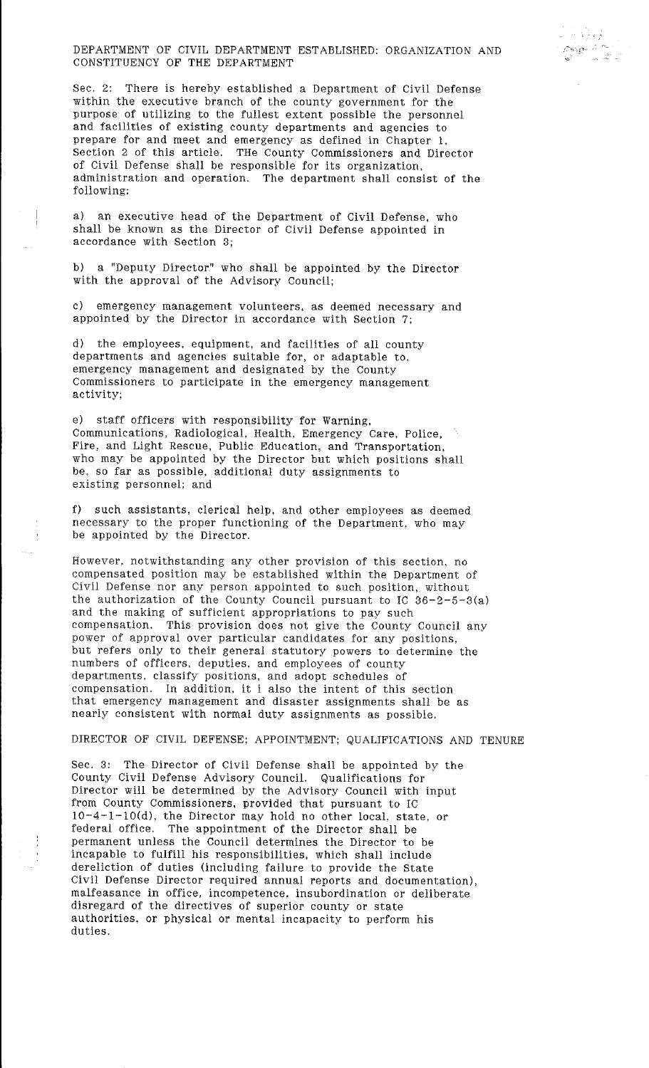## DEPARTMENT OF CIVIL DEPARTMENT ESTABLISHED: ORGANIZATION AND CONSTITUENCY OF THE DEPARTMENT

Sec. 2: There is hereby established a Department of Civil Defense within the executive branch of the county government for the purpose of utilizing to the fullest extent possible the personnel and facilities of existing county departments and agencies to prepare for and meet and emergency as defined in Chapter 1, Section 2 of this article. THe County Commissioners and Director of Civil Defense shall be responsible for its organization, administration and operation. The department shall consist of the following:

a) an executive head of the Department of Civil Defense, who shall be known as the Director of Civil Defense appointed in accordance with Section 3;

b) a "Deputy Director" who shall be appointed by the Director with the approval of the Advisory Council;

c) emergency management volunteers, as deemed necessary and appointed by the Director in accordance with Section 7;

d) the employees, equipment, and facilities of all county departments and agencies suitable for, or adaptable to, emergency management and designated by the County Commissioners to participate in the emergency management activity;

e) staff officers with responsibility for Warning, Communications, Radiological, Health, Emergency Care, Police, Fire, and Light Rescue, Public Education, and Transportation, who may be appointed by the Director but which positions shall be, so far as possible, additional duty assignments to existing personnel; and

f) such assistants, clerical help, and other employees as deemed necessary to the proper functioning of the Department, who may be appointed by the Director.

However, notwithstanding any other provision of this section, no compensated position may be established within the Department of Civil Defense nor any person appointed to such position, without the authorization of the County Council pursuant to IC 36-2-5-3(a) and the making of sufficient appropriations to pay such compensation. This provision does not give the County Council any power of approval over particular candidates for any positions, but refers only to their general statutory powers to determine the numbers of officers, deputies, and employees of county departments, classify positions, and adopt schedules of compensation. In addition, it i also the intent of this section that emergency management and disaster assignments shall be as nearly consistent with normal duty assignments as possible.

## DIRECTOR OF CIVIL DEFENSE; APPOINTMENT; QUALIFICATIONS AND TENURE

Sec. 3: The Director of Civil Defense shall be appointed by the County Civil Defense Advisory Council. Qualifications for Director will be determined by the Advisory Council with input from County Commissioners, provided that pursuant to IC 10-4-1-10(d), the Director may hold no other local, state, or federal office. The appointment of the Director shall be permanent unless the Council determines the Director to be incapable to fulfill his responsibilities, which shall include dereliction of duties (including failure to provide the State Civil Defense Director required annual reports and documentation), malfeasance in office, incompetence, insubordination or deliberate disregard of the directives of superior county or state authorities, or physical or mental incapacity to perform his duties.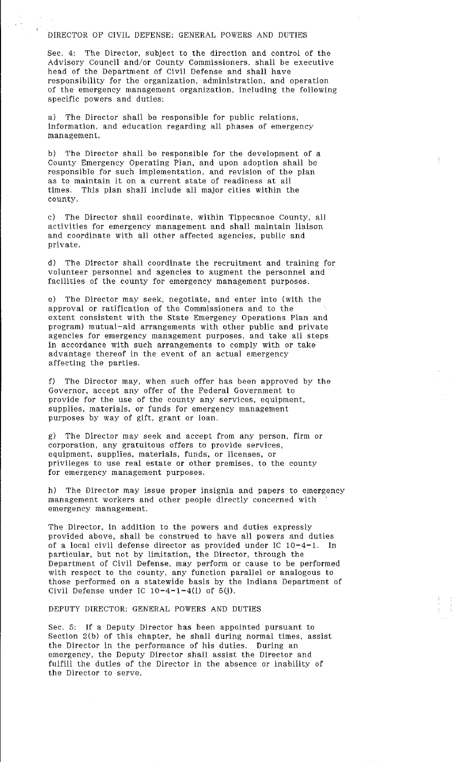## DIRECTOR OF CIVIL DEFENSE; GENERAL POWERS AND DUTIES

Sec. 4: The Director, subject to the direction and control of the Advisory Council and/or County Commissioners, shall be executive head of the Department of Civil Defense and shall have responsibility for the organization, administration, and operation of the emergency management organization, including the following specific powers and duties:

a) The Director shall be responsible for public relations, information, and education regarding all phases of emergency management.

b) The Director shall be responsible for the development of a County Emergency Operating Plan, and upon adoption shall be responsible for such implementation, and revision of the plan as to maintain it on a current state of readiness at all times. This plan shall include all major cities within the county.

c) The Director shall coordinate, within Tippecanoe County, all activities for emergency management and shall maintain liaison and coordinate with all other affected agencies, public and private.

d) The Director shall coordinate the recruitment and training for volunteer personnel and agencies to augment the personnel and facilities of the county for emergency management purposes.

e) The Director may seek, negotiate, and enter into (with the approval or ratification of the Commissioners and to the extent consistent with the State Emergency Operations Plan and program) mutual-aid arrangements with other public and private agencies for emergency management purposes, and take all steps in accordance with such arrangements to comply with or take advantage thereof in the event of an actual emergency affecting the parties.

f) The Director may, when such offer has been approved by the Governor, accept any offer of the Federal Government to provide for the use of the county any services, equipment, supplies, materials, or funds for emergency management purposes by way of gift, grant or loan.

g) The Director may seek and accept from any person, firm or corporation, any gratuitous offers to provide services, equipment, supplies, materials, funds, or licenses, or privileges to use real estate or other premises, to the county for emergency management purposes.

h) The Director may issue proper insignia and papers to emergency management workers and other people directly concerned with emergency management.

The Director, in addition to the powers and duties expressly provided above, shall be construed to have all powers and duties of a local civil defense director as provided under IC 10-4-1. In particular, but not by limitation, the Director, through the Department of Civil Defense, may perform or cause to be performed with respect to the county, any function parallel or analogous to those performed on a statewide basis by the Indiana Department of Civil Defense under IC 10-4-1-4(l) of 5(j).

## DEPUTY DIRECTOR; GENERAL POWERS AND DUTIES

Sec. 5: If a Deputy Director has been appointed pursuant to Section 2(b) of this chapter, he shall during normal times, assist the Director in the performance of his duties. During an emergency, the Deputy Director shall assist the Director and fulfill the duties of the Director in the absence or inability of the Director to serve.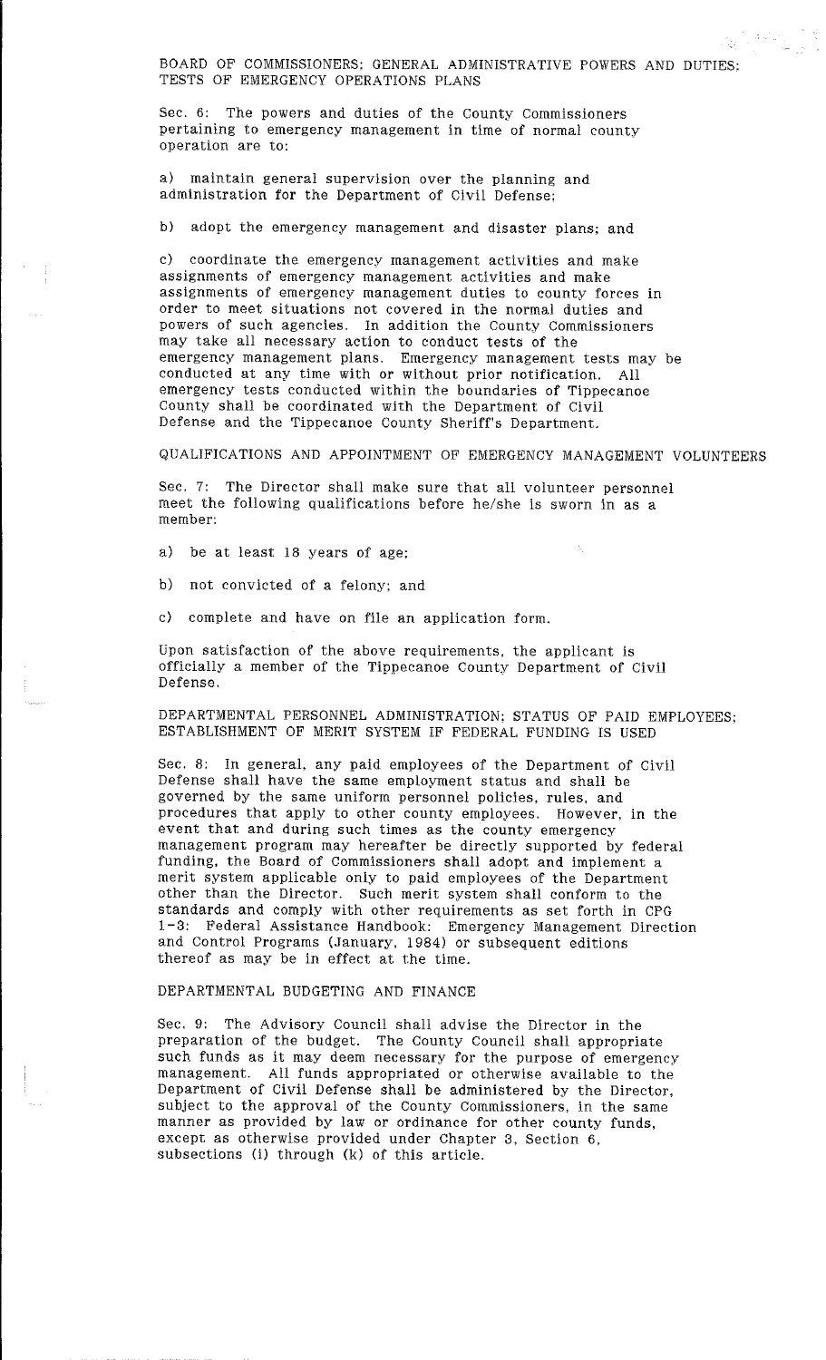## BOARD OF COMMISSIONERS; GENERAL ADMINISTRATIVE POWERS AND DUTIES; TESTS OF EMERGENCY OPERATIONS PLANS

Sec. 6: The powers and duties of the County Commissioners pertaining to emergency management in time of normal county operation are to:

a) maintain general supervision over the planning and administration for the Department of Civil Defense;

b) adopt the emergency management and disaster plans; and

c) coordinate the emergency management activities and make assignments of emergency management activities and make assignments of emergency management duties to county forces in order to meet situations not covered in the normal duties and powers of such agencies. In addition the County Commissioners may take all necessary action to conduct tests of the emergency management plans. Emergency management tests may be conducted at any time with or without prior notification. All emergency tests conducted within the boundaries of Tippecanoe County shall be coordinated with the Department of Civil Defense and the Tippecanoe County Sheriff's Department.

## QUALIFICATIONS AND APPOINTMENT OF EMERGENCY MANAGEMENT VOLUNTEERS

Sec. 7: The Director shall make sure that all volunteer personnel meet the following qualifications before he/she is sworn in as a member:

a) be at least 18 years of age;

b) not convicted of a felony; and

c) complete and have on file an application form.

Upon satisfaction of the above requirements, the applicant is officially a member of the Tippecanoe County Department of Civil Defense.

## DEPARTMENTAL PERSONNEL ADMINISTRATION; STATUS OF PAID EMPLOYEES; ESTABLISHMENT OF MERIT SYSTEM IF FEDERAL FUNDING IS USED

Sec. 8: In general, any paid employees of the Department of Civil Defense shall have the same employment status and shall be governed by the same uniform personnel policies, rules, and procedures that apply to other county employees. However, in the event that and during such times as the county emergency management program may hereafter be directly supported by federal funding, the Board of Commissioners shall adopt and implement a merit system applicable only to paid employees of the Department other than the Director. Such merit system shall conform to the standards and comply with other requirements as set forth in CPG 1-3: Federal Assistance Handbook: Emergency Management Direction and Control Programs (January, 1984) or subsequent editions thereof as may be in effect at the time.

## DEPARTMENTAL BUDGETING AND FINANCE

Sec. 9: The Advisory Council shall advise the Director in the preparation of the budget. The County Council shall appropriate such funds as it may deem necessary for the purpose of emergency management. All funds appropriated or otherwise available to the Department of Civil Defense shall be administered by the Director, subject to the approval of the County Commissioners, in the same manner as provided by law or ordinance for other county funds, except as otherwise provided under Chapter 3, Section 6, subsections (i) through (k) of this article.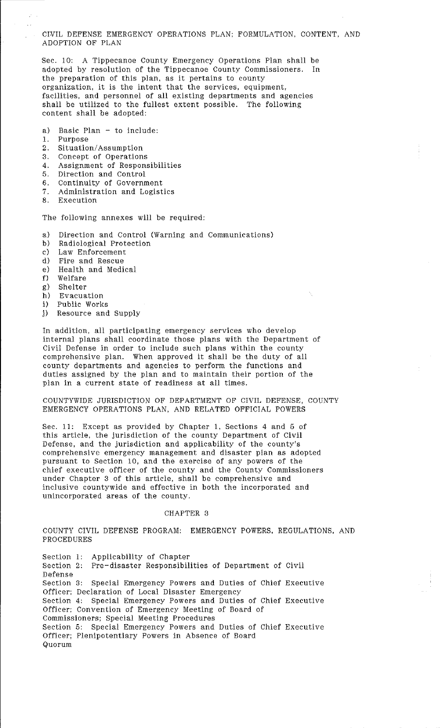## CIVIL DEFENSE EMERGENCY OPERATIONS PLAN; FORMULATION, CONTENT, AND ADOPTION OF PLAN

Sec. 10: A Tippecanoe County Emergency Operations Plan shall be adopted by resolution of the Tippecanoe County Commissioners. In the preparation of this plan, as it pertains to county organization, it is the intent that the services, equipment, facilities, and personnel of all existing departments and agencies shall be utilized to the fullest extent possible. The following content shall be adopted:

a) Basic Plan – to include:
1. Purpose
2. Situation/Assumption
3. Concept of Operations
4. Assignment of Responsibilities
5. Direction and Control
6. Continuity of Government
7. Administration and Logistics
8. Execution

The following annexes will be required:

a) Direction and Control (Warning and Communications)
b) Radiological Protection
c) Law Enforcement
d) Fire and Rescue
e) Health and Medical
f) Welfare
g) Shelter
h) Evacuation
i) Public Works
j) Resource and Supply

In addition, all participating emergency services who develop internal plans shall coordinate those plans with the Department of Civil Defense in order to include such plans within the county comprehensive plan. When approved it shall be the duty of all county departments and agencies to perform the functions and duties assigned by the plan and to maintain their portion of the plan in a current state of readiness at all times.

## COUNTYWIDE JURISDICTION OF DEPARTMENT OF CIVIL DEFENSE, COUNTY EMERGENCY OPERATIONS PLAN, AND RELATED OFFICIAL POWERS

Sec. 11: Except as provided by Chapter 1, Sections 4 and 5 of this article, the jurisdiction of the county Department of Civil Defense, and the jurisdiction and applicability of the county's comprehensive emergency management and disaster plan as adopted pursuant to Section 10, and the exercise of any powers of the chief executive officer of the county and the County Commissioners under Chapter 3 of this article, shall be comprehensive and inclusive countywide and effective in both the incorporated and unincorporated areas of the county.

# CHAPTER 3

## COUNTY CIVIL DEFENSE PROGRAM: EMERGENCY POWERS, REGULATIONS, AND PROCEDURES

Section 1: Applicability of Chapter
Section 2: Pre-disaster Responsibilities of Department of Civil Defense
Section 3: Special Emergency Powers and Duties of Chief Executive Officer; Declaration of Local Disaster Emergency
Section 4: Special Emergency Powers and Duties of Chief Executive Officer; Convention of Emergency Meeting of Board of Commissioners; Special Meeting Procedures
Section 5: Special Emergency Powers and Duties of Chief Executive Officer; Plenipotentiary Powers in Absence of Board Quorum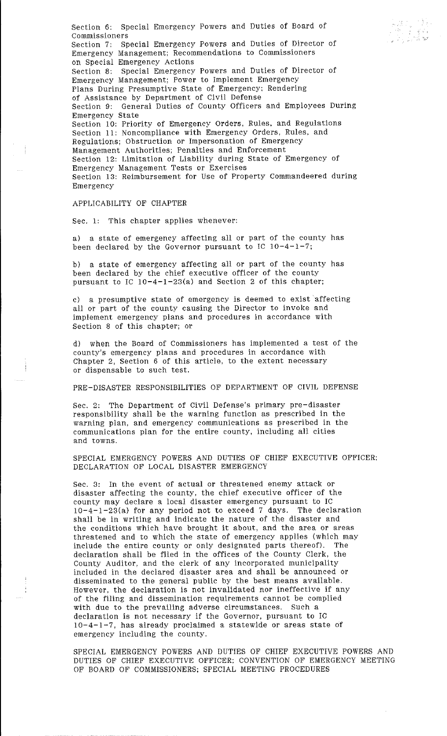Section 6: Special Emergency Powers and Duties of Board of Commissioners
Section 7: Special Emergency Powers and Duties of Director of Emergency Management; Recommendations to Commissioners on Special Emergency Actions
Section 8: Special Emergency Powers and Duties of Director of Emergency Management; Power to Implement Emergency Plans During Presumptive State of Emergency; Rendering of Assistance by Department of Civil Defense
Section 9: General Duties of County Officers and Employees During Emergency State
Section 10: Priority of Emergency Orders, Rules, and Regulations
Section 11: Noncompliance with Emergency Orders, Rules, and Regulations; Obstruction or Impersonation of Emergency Management Authorities; Penalties and Enforcement
Section 12: Limitation of Liability during State of Emergency of Emergency Management Tests or Exercises
Section 13: Reimbursement for Use of Property Commandeered during Emergency

APPLICABILITY OF CHAPTER

Sec. 1: This chapter applies whenever:

a) a state of emergency affecting all or part of the county has been declared by the Governor pursuant to IC 10-4-1-7;

b) a state of emergency affecting all or part of the county has been declared by the chief executive officer of the county pursuant to IC 10-4-1-23(a) and Section 2 of this chapter;

c) a presumptive state of emergency is deemed to exist affecting all or part of the county causing the Director to invoke and implement emergency plans and procedures in accordance with Section 8 of this chapter; or

d) when the Board of Commissioners has implemented a test of the county's emergency plans and procedures in accordance with Chapter 2, Section 6 of this article, to the extent necessary or dispensable to such test.

PRE-DISASTER RESPONSIBILITIES OF DEPARTMENT OF CIVIL DEFENSE

Sec. 2: The Department of Civil Defense's primary pre-disaster responsibility shall be the warning function as prescribed in the warning plan, and emergency communications as prescribed in the communications plan for the entire county, including all cities and towns.

SPECIAL EMERGENCY POWERS AND DUTIES OF CHIEF EXECUTIVE OFFICER; DECLARATION OF LOCAL DISASTER EMERGENCY

Sec. 3: In the event of actual or threatened enemy attack or disaster affecting the county, the chief executive officer of the county may declare a local disaster emergency pursuant to IC 10-4-1-23(a) for any period not to exceed 7 days. The declaration shall be in writing and indicate the nature of the disaster and the conditions which have brought it about, and the area or areas threatened and to which the state of emergency applies (which may include the entire county or only designated parts thereof). The declaration shall be filed in the offices of the County Clerk, the County Auditor, and the clerk of any incorporated municipality included in the declared disaster area and shall be announced or disseminated to the general public by the best means available. However, the declaration is not invalidated nor ineffective if any of the filing and dissemination requirements cannot be complied with due to the prevailing adverse circumstances. Such a declaration is not necessary if the Governor, pursuant to IC 10-4-1-7, has already proclaimed a statewide or areas state of emergency including the county.

SPECIAL EMERGENCY POWERS AND DUTIES OF CHIEF EXECUTIVE POWERS AND DUTIES OF CHIEF EXECUTIVE OFFICER; CONVENTION OF EMERGENCY MEETING OF BOARD OF COMMISSIONERS; SPECIAL MEETING PROCEDURES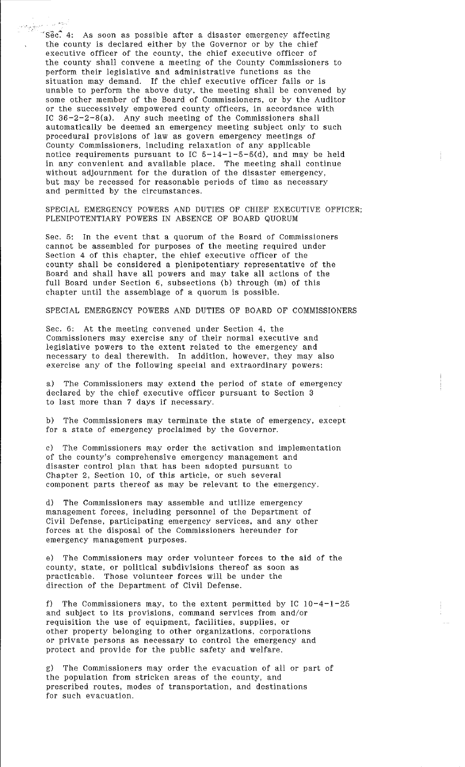Sec. 4: As soon as possible after a disaster emergency affecting the county is declared either by the Governor or by the chief executive officer of the county, the chief executive officer of the county shall convene a meeting of the County Commissioners to perform their legislative and administrative functions as the situation may demand. If the chief executive officer fails or is unable to perform the above duty, the meeting shall be convened by some other member of the Board of Commissioners, or by the Auditor or the successively empowered county officers, in accordance with IC 36-2-2-8(a). Any such meeting of the Commissioners shall automatically be deemed an emergency meeting subject only to such procedural provisions of law as govern emergency meetings of County Commissioners, including relaxation of any applicable notice requirements pursuant to IC 5-14-1-5-5(d), and may be held in any convenient and available place. The meeting shall continue without adjournment for the duration of the disaster emergency, but may be recessed for reasonable periods of time as necessary and permitted by the circumstances.

SPECIAL EMERGENCY POWERS AND DUTIES OF CHIEF EXECUTIVE OFFICER; PLENIPOTENTIARY POWERS IN ABSENCE OF BOARD QUORUM

Sec. 5: In the event that a quorum of the Board of Commissioners cannot be assembled for purposes of the meeting required under Section 4 of this chapter, the chief executive officer of the county shall be considered a plenipotentiary representative of the Board and shall have all powers and may take all actions of the full Board under Section 6, subsections (b) through (m) of this chapter until the assemblage of a quorum is possible.

SPECIAL EMERGENCY POWERS AND DUTIES OF BOARD OF COMMISSIONERS

Sec. 6: At the meeting convened under Section 4, the Commissioners may exercise any of their normal executive and legislative powers to the extent related to the emergency and necessary to deal therewith. In addition, however, they may also exercise any of the following special and extraordinary powers:

a) The Commissioners may extend the period of state of emergency declared by the chief executive officer pursuant to Section 3 to last more than 7 days if necessary.

b) The Commissioners may terminate the state of emergency, except for a state of emergency proclaimed by the Governor.

c) The Commissioners may order the activation and implementation of the county's comprehensive emergency management and disaster control plan that has been adopted pursuant to Chapter 2, Section 10, of this article, or such several component parts thereof as may be relevant to the emergency.

d) The Commissioners may assemble and utilize emergency management forces, including personnel of the Department of Civil Defense, participating emergency services, and any other forces at the disposal of the Commissioners hereunder for emergency management purposes.

e) The Commissioners may order volunteer forces to the aid of the county, state, or political subdivisions thereof as soon as practicable. Those volunteer forces will be under the direction of the Department of Civil Defense.

f) The Commissioners may, to the extent permitted by IC 10-4-1-25 and subject to its provisions, command services from and/or requisition the use of equipment, facilities, supplies, or other property belonging to other organizations, corporations or private persons as necessary to control the emergency and protect and provide for the public safety and welfare.

g) The Commissioners may order the evacuation of all or part of the population from stricken areas of the county, and prescribed routes, modes of transportation, and destinations for such evacuation.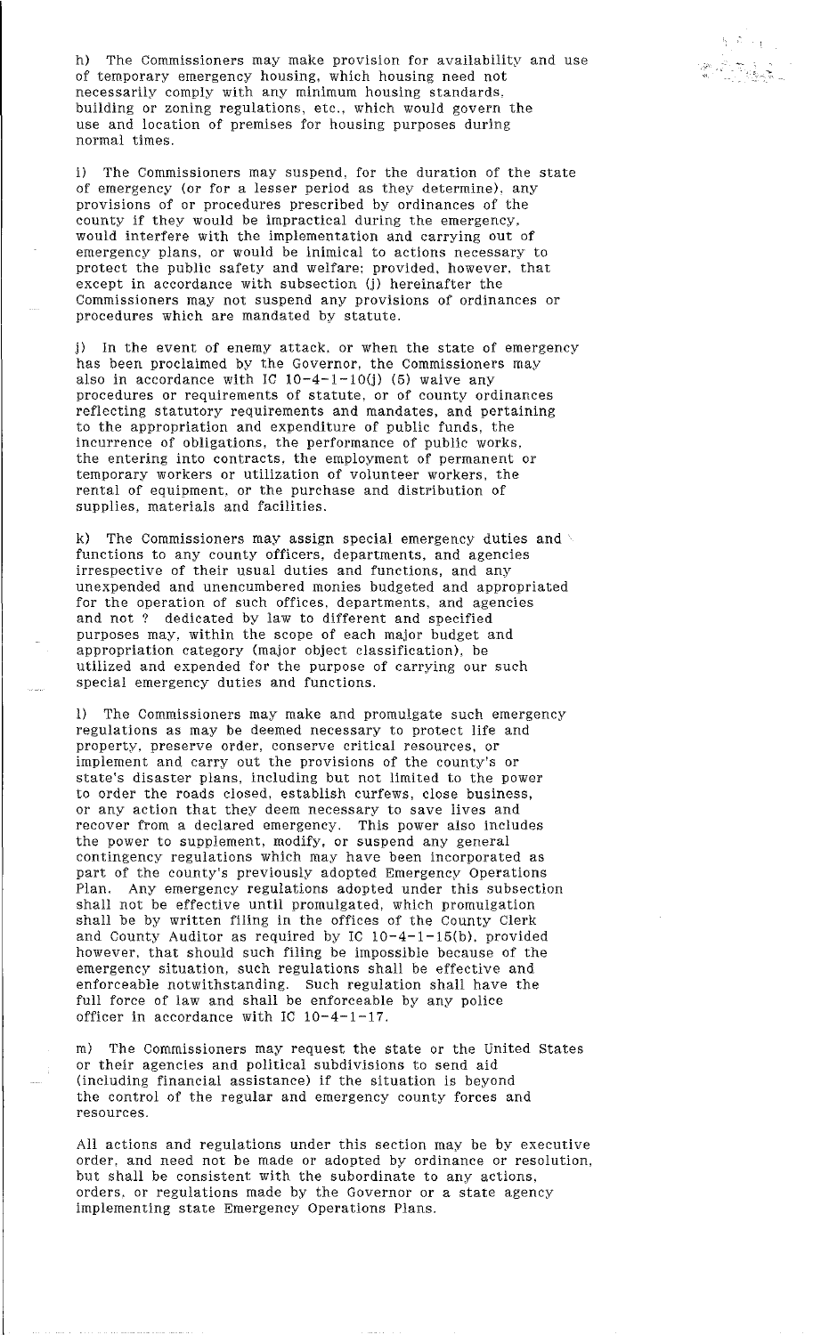h) The Commissioners may make provision for availability and use of temporary emergency housing, which housing need not necessarily comply with any minimum housing standards, building or zoning regulations, etc., which would govern the use and location of premises for housing purposes during normal times.

i) The Commissioners may suspend, for the duration of the state of emergency (or for a lesser period as they determine), any provisions of or procedures prescribed by ordinances of the county if they would be impractical during the emergency, would interfere with the implementation and carrying out of emergency plans, or would be inimical to actions necessary to protect the public safety and welfare; provided, however, that except in accordance with subsection (j) hereinafter the Commissioners may not suspend any provisions of ordinances or procedures which are mandated by statute.

j) In the event of enemy attack, or when the state of emergency has been proclaimed by the Governor, the Commissioners may also in accordance with IC 10-4-1-10(j) (5) waive any procedures or requirements of statute, or of county ordinances reflecting statutory requirements and mandates, and pertaining to the appropriation and expenditure of public funds, the incurrence of obligations, the performance of public works, the entering into contracts, the employment of permanent or temporary workers or utilization of volunteer workers, the rental of equipment, or the purchase and distribution of supplies, materials and facilities.

k) The Commissioners may assign special emergency duties and functions to any county officers, departments, and agencies irrespective of their usual duties and functions, and any unexpended and unencumbered monies budgeted and appropriated for the operation of such offices, departments, and agencies and not ? dedicated by law to different and specified purposes may, within the scope of each major budget and appropriation category (major object classification), be utilized and expended for the purpose of carrying our such special emergency duties and functions.

l) The Commissioners may make and promulgate such emergency regulations as may be deemed necessary to protect life and property, preserve order, conserve critical resources, or implement and carry out the provisions of the county's or state's disaster plans, including but not limited to the power to order the roads closed, establish curfews, close business, or any action that they deem necessary to save lives and recover from a declared emergency. This power also includes the power to supplement, modify, or suspend any general contingency regulations which may have been incorporated as part of the county's previously adopted Emergency Operations Plan. Any emergency regulations adopted under this subsection shall not be effective until promulgated, which promulgation shall be by written filing in the offices of the County Clerk and County Auditor as required by IC 10-4-1-15(b), provided however, that should such filing be impossible because of the emergency situation, such regulations shall be effective and enforceable notwithstanding. Such regulation shall have the full force of law and shall be enforceable by any police officer in accordance with IC 10-4-1-17.

m) The Commissioners may request the state or the United States or their agencies and political subdivisions to send aid (including financial assistance) if the situation is beyond the control of the regular and emergency county forces and resources.

All actions and regulations under this section may be by executive order, and need not be made or adopted by ordinance or resolution, but shall be consistent with the subordinate to any actions, orders, or regulations made by the Governor or a state agency implementing state Emergency Operations Plans.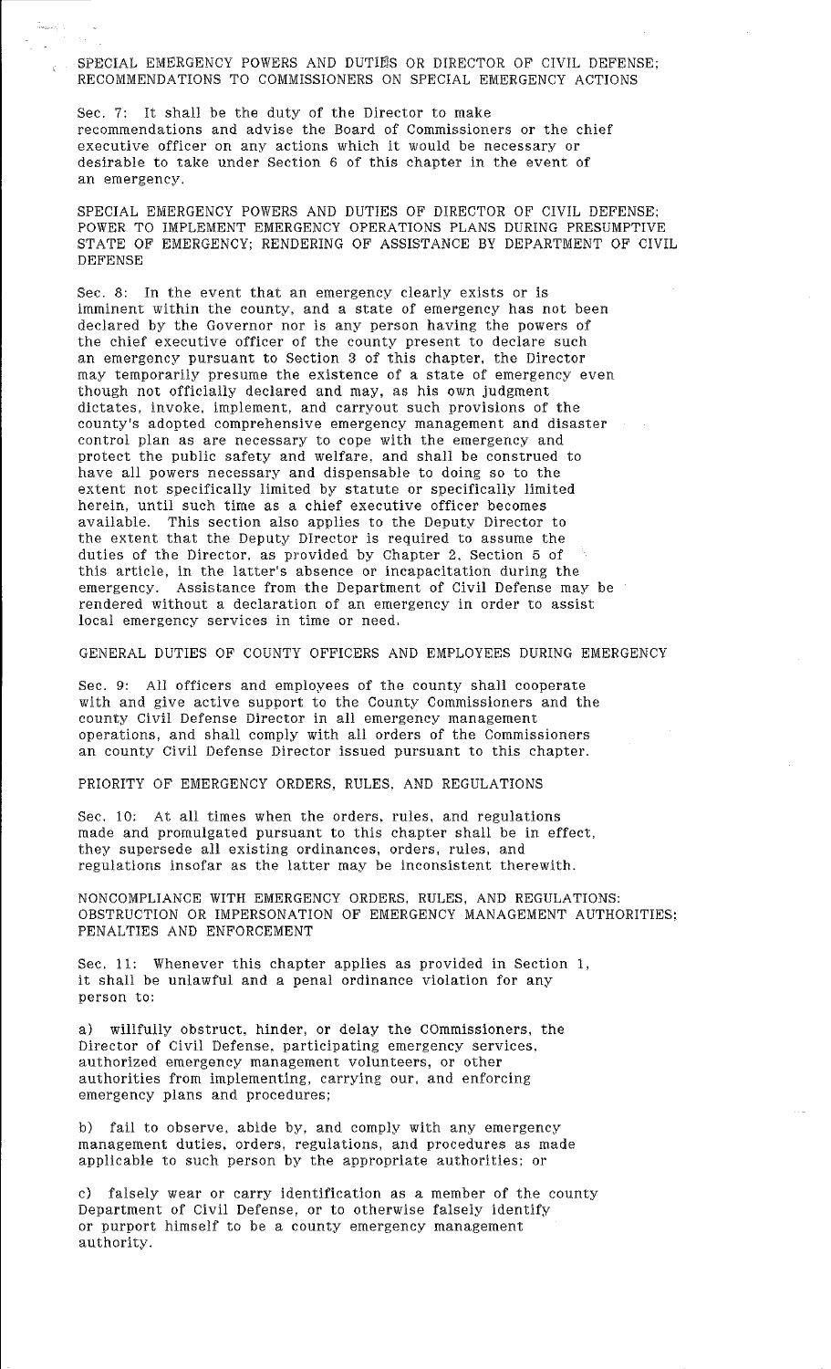## SPECIAL EMERGENCY POWERS AND DUTIES OR DIRECTOR OF CIVIL DEFENSE; RECOMMENDATIONS TO COMMISSIONERS ON SPECIAL EMERGENCY ACTIONS

Sec. 7: It shall be the duty of the Director to make recommendations and advise the Board of Commissioners or the chief executive officer on any actions which it would be necessary or desirable to take under Section 6 of this chapter in the event of an emergency.

## SPECIAL EMERGENCY POWERS AND DUTIES OF DIRECTOR OF CIVIL DEFENSE; POWER TO IMPLEMENT EMERGENCY OPERATIONS PLANS DURING PRESUMPTIVE STATE OF EMERGENCY; RENDERING OF ASSISTANCE BY DEPARTMENT OF CIVIL DEFENSE

Sec. 8: In the event that an emergency clearly exists or is imminent within the county, and a state of emergency has not been declared by the Governor nor is any person having the powers of the chief executive officer of the county present to declare such an emergency pursuant to Section 3 of this chapter, the Director may temporarily presume the existence of a state of emergency even though not officially declared and may, as his own judgment dictates, invoke, implement, and carryout such provisions of the county's adopted comprehensive emergency management and disaster control plan as are necessary to cope with the emergency and protect the public safety and welfare, and shall be construed to have all powers necessary and dispensable to doing so to the extent not specifically limited by statute or specifically limited herein, until such time as a chief executive officer becomes available. This section also applies to the Deputy Director to the extent that the Deputy Director is required to assume the duties of the Director, as provided by Chapter 2, Section 5 of this article, in the latter's absence or incapacitation during the emergency. Assistance from the Department of Civil Defense may be rendered without a declaration of an emergency in order to assist local emergency services in time or need.

## GENERAL DUTIES OF COUNTY OFFICERS AND EMPLOYEES DURING EMERGENCY

Sec. 9: All officers and employees of the county shall cooperate with and give active support to the County Commissioners and the county Civil Defense Director in all emergency management operations, and shall comply with all orders of the Commissioners an county Civil Defense Director issued pursuant to this chapter.

## PRIORITY OF EMERGENCY ORDERS, RULES, AND REGULATIONS

Sec. 10: At all times when the orders, rules, and regulations made and promulgated pursuant to this chapter shall be in effect, they supersede all existing ordinances, orders, rules, and regulations insofar as the latter may be inconsistent therewith.

## NONCOMPLIANCE WITH EMERGENCY ORDERS, RULES, AND REGULATIONS: OBSTRUCTION OR IMPERSONATION OF EMERGENCY MANAGEMENT AUTHORITIES; PENALTIES AND ENFORCEMENT

Sec. 11: Whenever this chapter applies as provided in Section 1, it shall be unlawful and a penal ordinance violation for any person to:

a) willfully obstruct, hinder, or delay the COmmissioners, the Director of Civil Defense, participating emergency services, authorized emergency management volunteers, or other authorities from implementing, carrying our, and enforcing emergency plans and procedures;

b) fail to observe, abide by, and comply with any emergency management duties, orders, regulations, and procedures as made applicable to such person by the appropriate authorities; or

c) falsely wear or carry identification as a member of the county Department of Civil Defense, or to otherwise falsely identify or purport himself to be a county emergency management authority.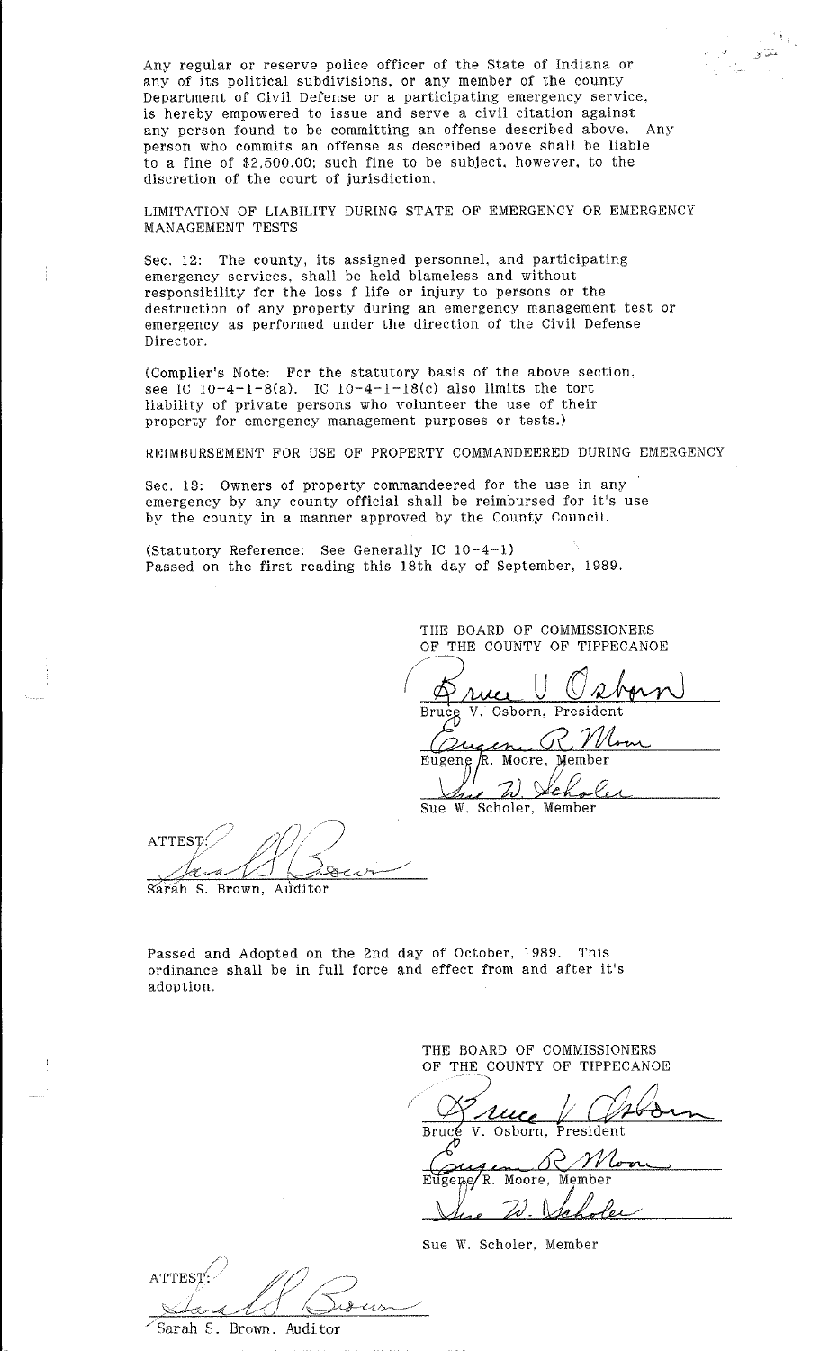Any regular or reserve police officer of the State of Indiana or any of its political subdivisions, or any member of the county Department of Civil Defense or a participating emergency service, is hereby empowered to issue and serve a civil citation against any person found to be committing an offense described above. Any person who commits an offense as described above shall be liable to a fine of $2,500.00; such fine to be subject, however, to the discretion of the court of jurisdiction.

LIMITATION OF LIABILITY DURING STATE OF EMERGENCY OR EMERGENCY MANAGEMENT TESTS

Sec. 12: The county, its assigned personnel, and participating emergency services, shall be held blameless and without responsibility for the loss f life or injury to persons or the destruction of any property during an emergency management test or emergency as performed under the direction of the Civil Defense Director.

(Complier's Note: For the statutory basis of the above section, see IC 10-4-1-8(a). IC 10-4-1-18(c) also limits the tort liability of private persons who volunteer the use of their property for emergency management purposes or tests.)

REIMBURSEMENT FOR USE OF PROPERTY COMMANDEERED DURING EMERGENCY

Sec. 13: Owners of property commandeered for the use in any emergency by any county official shall be reimbursed for it's use by the county in a manner approved by the County Council.

(Statutory Reference: See Generally IC 10-4-1)
Passed on the first reading this 18th day of September, 1989.

THE BOARD OF COMMISSIONERS
OF THE COUNTY OF TIPPECANOE

Bruce V. Osborn, President

Eugene R. Moore, Member

Sue W. Scholer, Member

ATTEST:

Sarah S. Brown, Auditor

Passed and Adopted on the 2nd day of October, 1989. This ordinance shall be in full force and effect from and after it's adoption.

THE BOARD OF COMMISSIONERS
OF THE COUNTY OF TIPPECANOE

Bruce V. Osborn, President

Eugene R. Moore, Member

Sue W. Scholer, Member

ATTEST:

Sarah S. Brown, Auditor